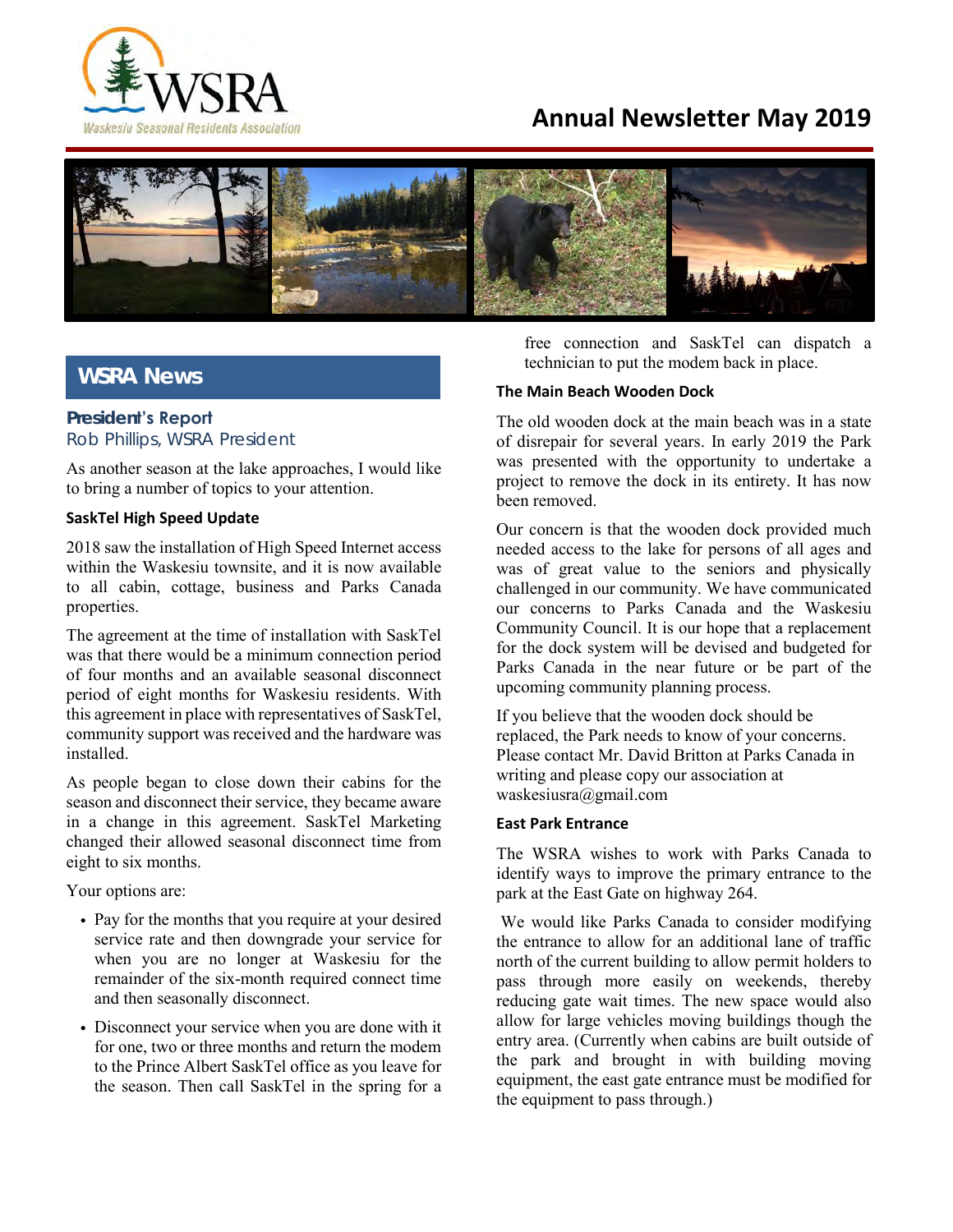WSRA

Waskesiu Seasonal Residents Association

# Annual Newsletter May 2019

## WSRA News

### President's Report

Rob Phillips, WSRA President

As another season at the lake approaches, I would like to bring a number of topics to your attention.

#### SaskTel High Speed Update

2018 saw the installation of High Speed Internet access within the Waskesiu townsite, and it is now available to all cabin, cottage, business and Parks Canada properties.

The agreement at the time of installation with SaskTel was that there would be a minimum connection period of four months and an available seasonal disconnect period of eight months for Waskesiu residents. With this agreement in place with representatives of SaskTel, community support was received and the hardware was installed.

As people began to close down their cabins for the season and disconnect their service, they became aware in a change in this agreement. SaskTel Marketing changed their allowed seasonal disconnect time from eight to six months.

Your options are:

- Pay for the months that you require at your desired service rate and then downgrade your service for when you are no longer at Waskesiu for the remainder of the six-month required connect time and then seasonally disconnect.
- Disconnect your service when you are done with it for one, two or three months and return the modem to the Prince Albert SaskTel office as you leave for the season. Then call SaskTel in the spring for a free connection and SaskTel can dispatch a technician to put the modem back in place.

#### The Main Beach Wooden Dock

The old wooden dock at the main beach was in a state of disrepair for several years. In early 2019 the Park was presented with the opportunity to undertake a project to remove the dock in its entirety. It has now been removed.

Our concern is that the wooden dock provided much needed access to the lake for persons of all ages and was of great value to the seniors and physically challenged in our community. We have communicated our concerns to Parks Canada and the Waskesiu Community Council. It is our hope that a replacement for the dock system will be devised and budgeted for Parks Canada in the near future or be part of the upcoming community planning process.

If you believe that the wooden dock should be replaced, the Park needs to know of your concerns. Please contact Mr. David Britton at Parks Canada in writing and please copy our association at waskesiusra@gmail.com

#### East Park Entrance

The WSRA wishes to work with Parks Canada to identify ways to improve the primary entrance to the park at the East Gate on highway 264.

We would like Parks Canada to consider modifying the entrance to allow for an additional lane of traffic north of the current building to allow permit holders to pass through more easily on weekends, thereby reducing gate wait times. The new space would also allow for large vehicles moving buildings though the entry area. (Currently when cabins are built outside of the park and brought in with building moving equipment, the east gate entrance must be modified for the equipment to pass through.)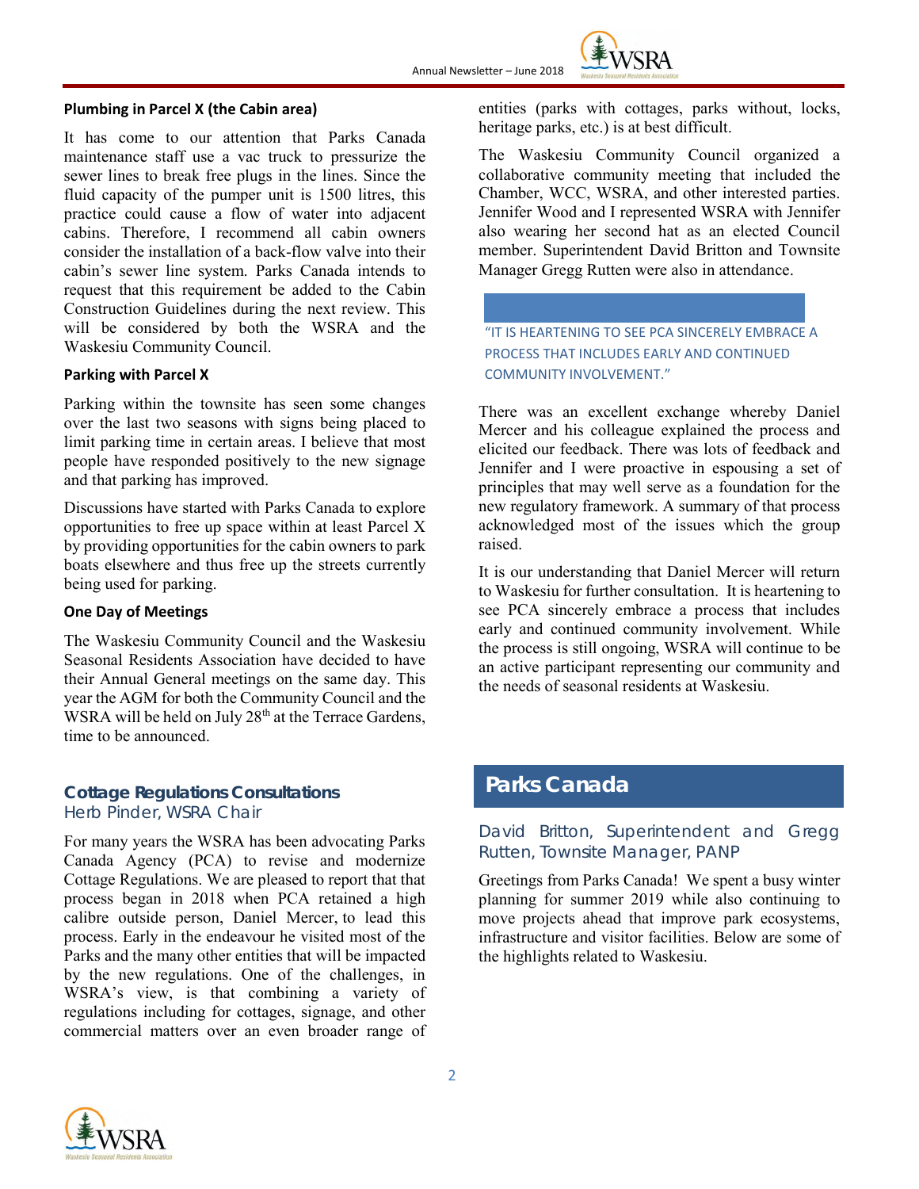### Plumbing in Parcel X (the Cabin area)

It has come to our attention that Parks Canada maintenance staff use a vac truck to pressurize the sewer lines to break free plugs in the lines. Since the fluid capacity of the pumper unit is 1500 litres, this practice could cause a flow of water into adjacent cabins. Therefore, I recommend all cabin owners consider the installation of a back-flow valve into their cabin's sewer line system. Parks Canada intends to request that this requirement be added to the Cabin Construction Guidelines during the next review. This will be considered by both the WSRA and the Waskesiu Community Council.

### Parking with Parcel X

Parking within the townsite has seen some changes over the last two seasons with signs being placed to limit parking time in certain areas. I believe that most people have responded positively to the new signage and that parking has improved.

Discussions have started with Parks Canada to explore opportunities to free up space within at least Parcel X by providing opportunities for the cabin owners to park boats elsewhere and thus free up the streets currently being used for parking.

### One Day of Meetings

The Waskesiu Community Council and the Waskesiu Seasonal Residents Association have decided to have their Annual General meetings on the same day. This year the AGM for both the Community Council and the WSRA will be held on July 28th at the Terrace Gardens, time to be announced.

## Cottage Regulations Consultations

Herb Pinder, WSRA Chair

For many years the WSRA has been advocating Parks Canada Agency (PCA) to revise and modernize Cottage Regulations. We are pleased to report that that process began in 2018 when PCA retained a high calibre outside person, Daniel Mercer, to lead this process. Early in the endeavour he visited most of the Parks and the many other entities that will be impacted by the new regulations. One of the challenges, in WSRA's view, is that combining a variety of regulations including for cottages, signage, and other commercial matters over an even broader range of entities (parks with cottages, parks without, locks, heritage parks, etc.) is at best difficult.

The Waskesiu Community Council organized a collaborative community meeting that included the Chamber, WCC, WSRA, and other interested parties. Jennifer Wood and I represented WSRA with Jennifer also wearing her second hat as an elected Council member. Superintendent David Britton and Townsite Manager Gregg Rutten were also in attendance.

"IT IS HEARTENING TO SEE PCA SINCERELY EMBRACE A PROCESS THAT INCLUDES EARLY AND CONTINUED COMMUNITY INVOLVEMENT."

There was an excellent exchange whereby Daniel Mercer and his colleague explained the process and elicited our feedback. There was lots of feedback and Jennifer and I were proactive in espousing a set of principles that may well serve as a foundation for the new regulatory framework. A summary of that process acknowledged most of the issues which the group raised.

It is our understanding that Daniel Mercer will return to Waskesiu for further consultation. It is heartening to see PCA sincerely embrace a process that includes early and continued community involvement. While the process is still ongoing, WSRA will continue to be an active participant representing our community and the needs of seasonal residents at Waskesiu.

## Parks Canada

David Britton, Superintendent and Gregg Rutten, Townsite Manager, PANP

Greetings from Parks Canada! We spent a busy winter planning for summer 2019 while also continuing to move projects ahead that improve park ecosystems, infrastructure and visitor facilities. Below are some of the highlights related to Waskesiu.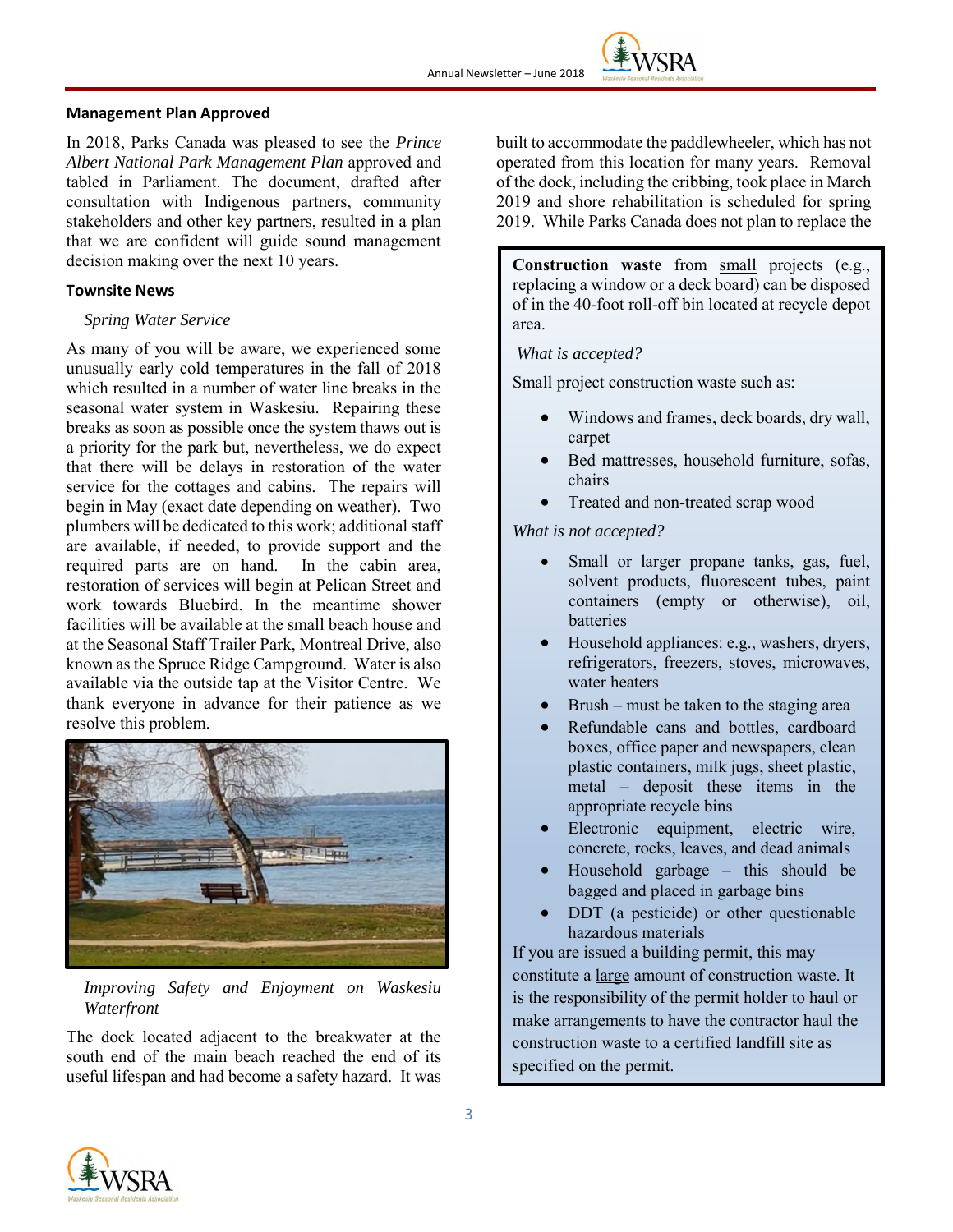**Management Plan Approved**

In 2018, Parks Canada was pleased to see the *Prince Albert National Park Management Plan* approved and tabled in Parliament. The document, drafted after consultation with Indigenous partners, community stakeholders and other key partners, resulted in a plan that we are confident will guide sound management decision making over the next 10 years.

**Townsite News**

*Spring Water Service*

As many of you will be aware, we experienced some unusually early cold temperatures in the fall of 2018 which resulted in a number of water line breaks in the seasonal water system in Waskesiu. Repairing these breaks as soon as possible once the system thaws out is a priority for the park but, nevertheless, we do expect that there will be delays in restoration of the water service for the cottages and cabins. The repairs will begin in May (exact date depending on weather). Two plumbers will be dedicated to this work; additional staff are available, if needed, to provide support and the required parts are on hand. In the cabin area, restoration of services will begin at Pelican Street and work towards Bluebird. In the meantime shower facilities will be available at the small beach house and at the Seasonal Staff Trailer Park, Montreal Drive, also known as the Spruce Ridge Campground. Water is also available via the outside tap at the Visitor Centre. We thank everyone in advance for their patience as we resolve this problem.

*Improving Safety and Enjoyment on Waskesiu Waterfront*

The dock located adjacent to the breakwater at the south end of the main beach reached the end of its useful lifespan and had become a safety hazard. It was built to accommodate the paddlewheeler, which has not operated from this location for many years. Removal of the dock, including the cribbing, took place in March 2019 and shore rehabilitation is scheduled for spring 2019. While Parks Canada does not plan to replace the

**Construction waste** from small projects (e.g., replacing a window or a deck board) can be disposed of in the 40-foot roll-off bin located at recycle depot area.

*What is accepted?*

Small project construction waste such as:

- Windows and frames, deck boards, dry wall, carpet
- Bed mattresses, household furniture, sofas, chairs
- Treated and non-treated scrap wood

*What is not accepted?*

- Small or larger propane tanks, gas, fuel, solvent products, fluorescent tubes, paint containers (empty or otherwise), oil, batteries
- Household appliances: e.g., washers, dryers, refrigerators, freezers, stoves, microwaves, water heaters
- Brush – must be taken to the staging area
- Refundable cans and bottles, cardboard boxes, office paper and newspapers, clean plastic containers, milk jugs, sheet plastic, metal – deposit these items in the appropriate recycle bins
- Electronic equipment, electric wire, concrete, rocks, leaves, and dead animals
- Household garbage – this should be bagged and placed in garbage bins
- DDT (a pesticide) or other questionable hazardous materials

If you are issued a building permit, this may constitute a large amount of construction waste. It is the responsibility of the permit holder to haul or make arrangements to have the contractor haul the construction waste to a certified landfill site as specified on the permit.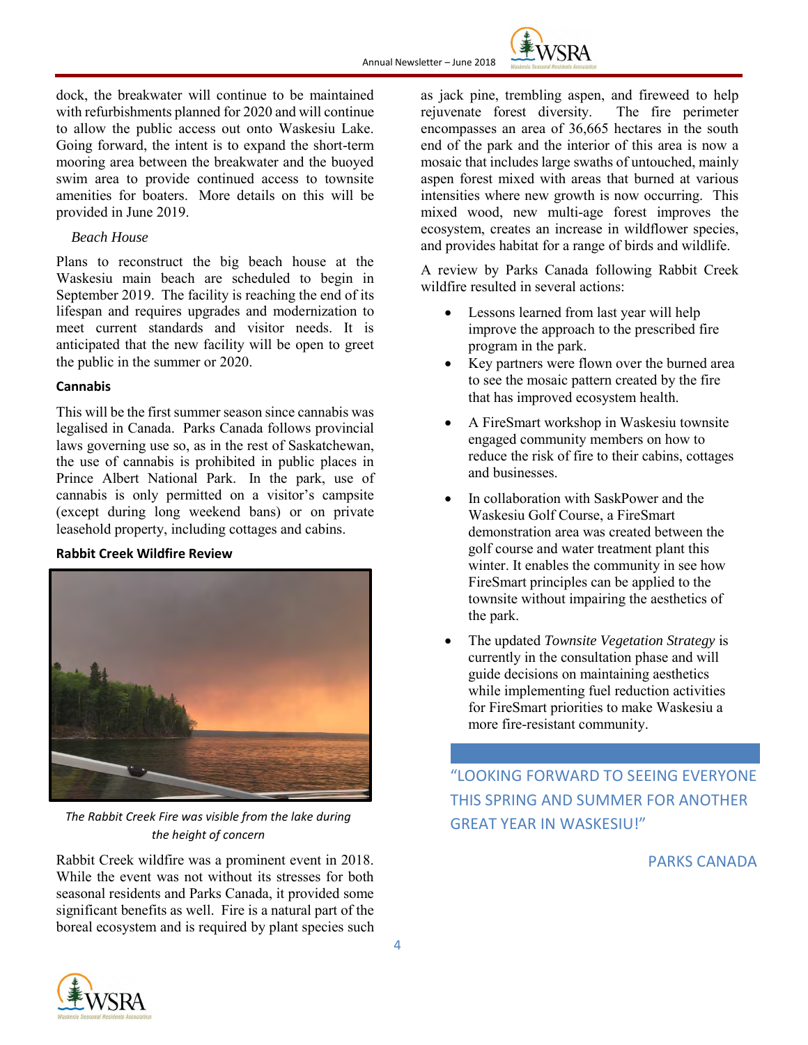dock, the breakwater will continue to be maintained with refurbishments planned for 2020 and will continue to allow the public access out onto Waskesiu Lake. Going forward, the intent is to expand the short-term mooring area between the breakwater and the buoyed swim area to provide continued access to townsite amenities for boaters. More details on this will be provided in June 2019.

*Beach House*

Plans to reconstruct the big beach house at the Waskesiu main beach are scheduled to begin in September 2019. The facility is reaching the end of its lifespan and requires upgrades and modernization to meet current standards and visitor needs. It is anticipated that the new facility will be open to greet the public in the summer or 2020.

**Cannabis**

This will be the first summer season since cannabis was legalised in Canada. Parks Canada follows provincial laws governing use so, as in the rest of Saskatchewan, the use of cannabis is prohibited in public places in Prince Albert National Park. In the park, use of cannabis is only permitted on a visitor's campsite (except during long weekend bans) or on private leasehold property, including cottages and cabins.

**Rabbit Creek Wildfire Review**

*The Rabbit Creek Fire was visible from the lake during the height of concern*

Rabbit Creek wildfire was a prominent event in 2018. While the event was not without its stresses for both seasonal residents and Parks Canada, it provided some significant benefits as well. Fire is a natural part of the boreal ecosystem and is required by plant species such as jack pine, trembling aspen, and fireweed to help rejuvenate forest diversity. The fire perimeter encompasses an area of 36,665 hectares in the south end of the park and the interior of this area is now a mosaic that includes large swaths of untouched, mainly aspen forest mixed with areas that burned at various intensities where new growth is now occurring. This mixed wood, new multi-age forest improves the ecosystem, creates an increase in wildflower species, and provides habitat for a range of birds and wildlife.

A review by Parks Canada following Rabbit Creek wildfire resulted in several actions:

- Lessons learned from last year will help improve the approach to the prescribed fire program in the park.
- Key partners were flown over the burned area to see the mosaic pattern created by the fire that has improved ecosystem health.
- A FireSmart workshop in Waskesiu townsite engaged community members on how to reduce the risk of fire to their cabins, cottages and businesses.
- In collaboration with SaskPower and the Waskesiu Golf Course, a FireSmart demonstration area was created between the golf course and water treatment plant this winter. It enables the community in see how FireSmart principles can be applied to the townsite without impairing the aesthetics of the park.
- The updated *Townsite Vegetation Strategy* is currently in the consultation phase and will guide decisions on maintaining aesthetics while implementing fuel reduction activities for FireSmart priorities to make Waskesiu a more fire-resistant community.

"LOOKING FORWARD TO SEEING EVERYONE THIS SPRING AND SUMMER FOR ANOTHER GREAT YEAR IN WASKESIU!"

PARKS CANADA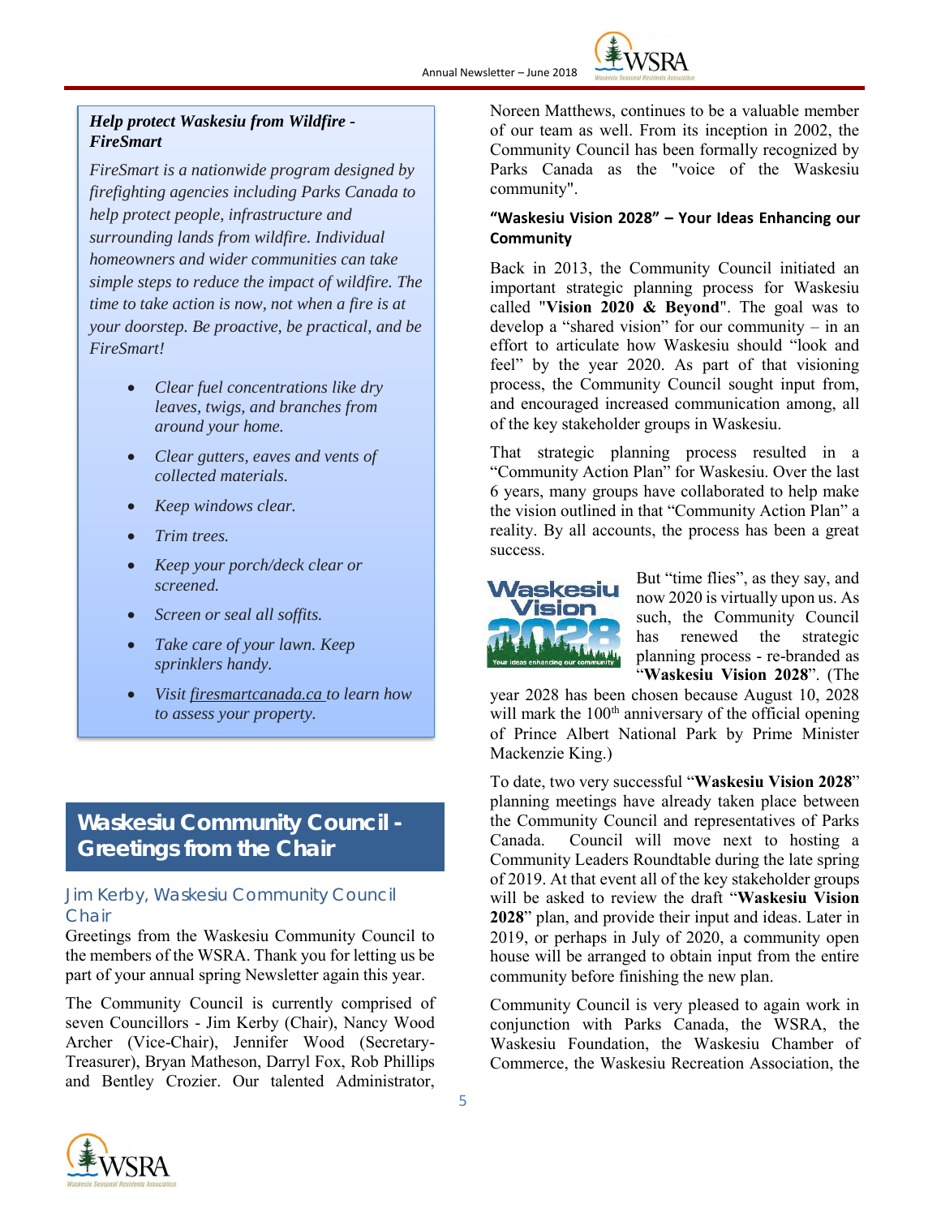***Help protect Waskesiu from Wildfire - FireSmart***

*FireSmart is a nationwide program designed by firefighting agencies including Parks Canada to help protect people, infrastructure and surrounding lands from wildfire. Individual homeowners and wider communities can take simple steps to reduce the impact of wildfire. The time to take action is now, not when a fire is at your doorstep. Be proactive, be practical, and be FireSmart!*

- *Clear fuel concentrations like dry leaves, twigs, and branches from around your home.*
- *Clear gutters, eaves and vents of collected materials.*
- *Keep windows clear.*
- *Trim trees.*
- *Keep your porch/deck clear or screened.*
- *Screen or seal all soffits.*
- *Take care of your lawn. Keep sprinklers handy.*
- *Visit firesmartcanada.ca to learn how to assess your property.*

## Waskesiu Community Council - Greetings from the Chair

### Jim Kerby, Waskesiu Community Council Chair

Greetings from the Waskesiu Community Council to the members of the WSRA. Thank you for letting us be part of your annual spring Newsletter again this year.

The Community Council is currently comprised of seven Councillors - Jim Kerby (Chair), Nancy Wood Archer (Vice-Chair), Jennifer Wood (Secretary-Treasurer), Bryan Matheson, Darryl Fox, Rob Phillips and Bentley Crozier. Our talented Administrator, Noreen Matthews, continues to be a valuable member of our team as well. From its inception in 2002, the Community Council has been formally recognized by Parks Canada as the "voice of the Waskesiu community".

**"Waskesiu Vision 2028" – Your Ideas Enhancing our Community**

Back in 2013, the Community Council initiated an important strategic planning process for Waskesiu called "**Vision 2020 & Beyond**". The goal was to develop a "shared vision" for our community – in an effort to articulate how Waskesiu should "look and feel" by the year 2020. As part of that visioning process, the Community Council sought input from, and encouraged increased communication among, all of the key stakeholder groups in Waskesiu.

That strategic planning process resulted in a "Community Action Plan" for Waskesiu. Over the last 6 years, many groups have collaborated to help make the vision outlined in that "Community Action Plan" a reality. By all accounts, the process has been a great success.

But "time flies", as they say, and now 2020 is virtually upon us. As such, the Community Council has renewed the strategic planning process - re-branded as "**Waskesiu Vision 2028**". (The year 2028 has been chosen because August 10, 2028 will mark the 100th anniversary of the official opening of Prince Albert National Park by Prime Minister Mackenzie King.)

To date, two very successful "**Waskesiu Vision 2028**" planning meetings have already taken place between the Community Council and representatives of Parks Canada. Council will move next to hosting a Community Leaders Roundtable during the late spring of 2019. At that event all of the key stakeholder groups will be asked to review the draft "**Waskesiu Vision 2028**" plan, and provide their input and ideas. Later in 2019, or perhaps in July of 2020, a community open house will be arranged to obtain input from the entire community before finishing the new plan.

Community Council is very pleased to again work in conjunction with Parks Canada, the WSRA, the Waskesiu Foundation, the Waskesiu Chamber of Commerce, the Waskesiu Recreation Association, the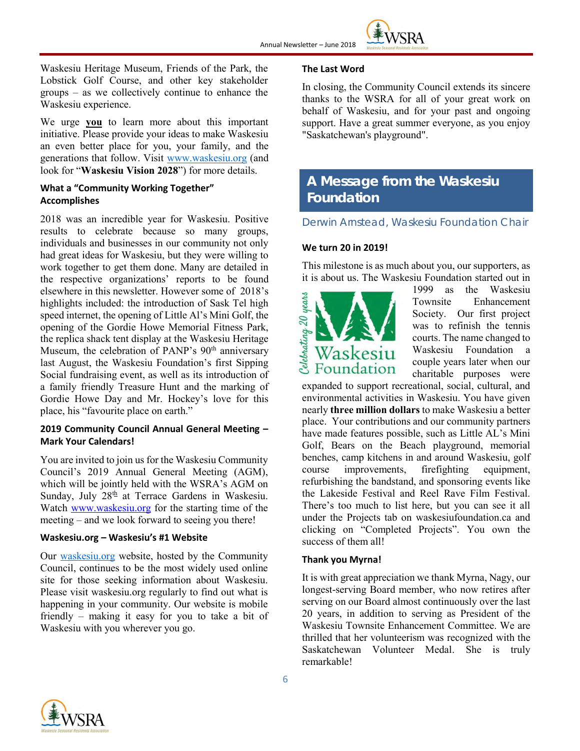Waskesiu Heritage Museum, Friends of the Park, the Lobstick Golf Course, and other key stakeholder groups – as we collectively continue to enhance the Waskesiu experience.

We urge **you** to learn more about this important initiative. Please provide your ideas to make Waskesiu an even better place for you, your family, and the generations that follow. Visit www.waskesiu.org (and look for "**Waskesiu Vision 2028**") for more details.

### What a "Community Working Together" Accomplishes

2018 was an incredible year for Waskesiu. Positive results to celebrate because so many groups, individuals and businesses in our community not only had great ideas for Waskesiu, but they were willing to work together to get them done. Many are detailed in the respective organizations' reports to be found elsewhere in this newsletter. However some of 2018's highlights included: the introduction of Sask Tel high speed internet, the opening of Little Al's Mini Golf, the opening of the Gordie Howe Memorial Fitness Park, the replica shack tent display at the Waskesiu Heritage Museum, the celebration of PANP's 90th anniversary last August, the Waskesiu Foundation's first Sipping Social fundraising event, as well as its introduction of a family friendly Treasure Hunt and the marking of Gordie Howe Day and Mr. Hockey's love for this place, his "favourite place on earth."

### 2019 Community Council Annual General Meeting – Mark Your Calendars!

You are invited to join us for the Waskesiu Community Council's 2019 Annual General Meeting (AGM), which will be jointly held with the WSRA's AGM on Sunday, July 28th at Terrace Gardens in Waskesiu. Watch www.waskesiu.org for the starting time of the meeting – and we look forward to seeing you there!

### Waskesiu.org – Waskesiu's #1 Website

Our waskesiu.org website, hosted by the Community Council, continues to be the most widely used online site for those seeking information about Waskesiu. Please visit waskesiu.org regularly to find out what is happening in your community. Our website is mobile friendly – making it easy for you to take a bit of Waskesiu with you wherever you go.

### The Last Word

In closing, the Community Council extends its sincere thanks to the WSRA for all of your great work on behalf of Waskesiu, and for your past and ongoing support. Have a great summer everyone, as you enjoy "Saskatchewan's playground".

## A Message from the Waskesiu Foundation

Derwin Arnstead, Waskesiu Foundation Chair

### We turn 20 in 2019!

This milestone is as much about you, our supporters, as it is about us. The Waskesiu Foundation started out in 1999 as the Waskesiu Townsite Enhancement Society. Our first project was to refinish the tennis courts. The name changed to Waskesiu Foundation a couple years later when our charitable purposes were expanded to support recreational, social, cultural, and environmental activities in Waskesiu. You have given nearly **three million dollars** to make Waskesiu a better place. Your contributions and our community partners have made features possible, such as Little AL's Mini Golf, Bears on the Beach playground, memorial benches, camp kitchens in and around Waskesiu, golf course improvements, firefighting equipment, refurbishing the bandstand, and sponsoring events like the Lakeside Festival and Reel Rave Film Festival. There's too much to list here, but you can see it all under the Projects tab on waskesiufoundation.ca and clicking on "Completed Projects". You own the success of them all!

### Thank you Myrna!

It is with great appreciation we thank Myrna, Nagy, our longest-serving Board member, who now retires after serving on our Board almost continuously over the last 20 years, in addition to serving as President of the Waskesiu Townsite Enhancement Committee. We are thrilled that her volunteerism was recognized with the Saskatchewan Volunteer Medal. She is truly remarkable!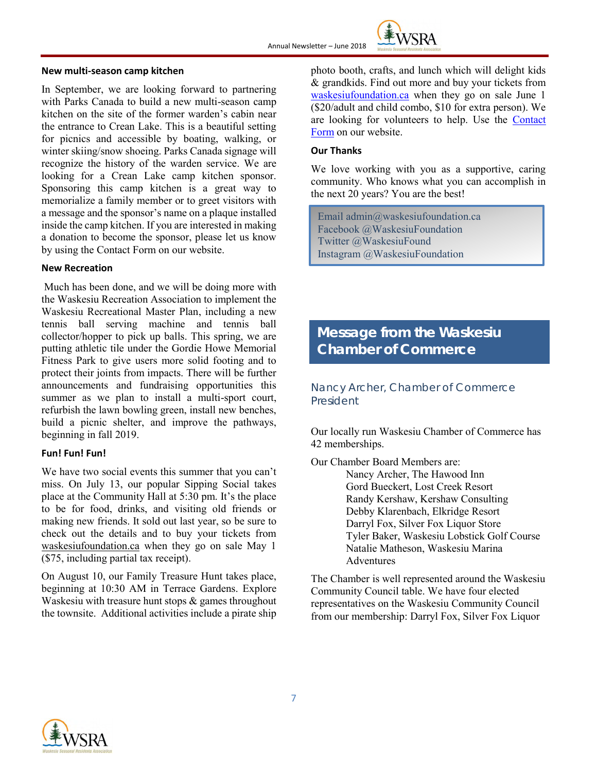### New multi-season camp kitchen

In September, we are looking forward to partnering with Parks Canada to build a new multi-season camp kitchen on the site of the former warden's cabin near the entrance to Crean Lake. This is a beautiful setting for picnics and accessible by boating, walking, or winter skiing/snow shoeing. Parks Canada signage will recognize the history of the warden service. We are looking for a Crean Lake camp kitchen sponsor. Sponsoring this camp kitchen is a great way to memorialize a family member or to greet visitors with a message and the sponsor's name on a plaque installed inside the camp kitchen. If you are interested in making a donation to become the sponsor, please let us know by using the Contact Form on our website.

### New Recreation

Much has been done, and we will be doing more with the Waskesiu Recreation Association to implement the Waskesiu Recreational Master Plan, including a new tennis ball serving machine and tennis ball collector/hopper to pick up balls. This spring, we are putting athletic tile under the Gordie Howe Memorial Fitness Park to give users more solid footing and to protect their joints from impacts. There will be further announcements and fundraising opportunities this summer as we plan to install a multi-sport court, refurbish the lawn bowling green, install new benches, build a picnic shelter, and improve the pathways, beginning in fall 2019.

### Fun! Fun! Fun!

We have two social events this summer that you can't miss. On July 13, our popular Sipping Social takes place at the Community Hall at 5:30 pm. It's the place to be for food, drinks, and visiting old friends or making new friends. It sold out last year, so be sure to check out the details and to buy your tickets from waskesiufoundation.ca when they go on sale May 1 ($75, including partial tax receipt).

On August 10, our Family Treasure Hunt takes place, beginning at 10:30 AM in Terrace Gardens. Explore Waskesiu with treasure hunt stops & games throughout the townsite. Additional activities include a pirate ship photo booth, crafts, and lunch which will delight kids & grandkids. Find out more and buy your tickets from waskesiufoundation.ca when they go on sale June 1 ($20/adult and child combo, $10 for extra person). We are looking for volunteers to help. Use the Contact Form on our website.

### Our Thanks

We love working with you as a supportive, caring community. Who knows what you can accomplish in the next 20 years? You are the best!

Email admin@waskesiufoundation.ca
Facebook @WaskesiuFoundation
Twitter @WaskesiuFound
Instagram @WaskesiuFoundation

## Message from the Waskesiu Chamber of Commerce

### Nancy Archer, Chamber of Commerce President

Our locally run Waskesiu Chamber of Commerce has 42 memberships.

Our Chamber Board Members are:

- Nancy Archer, The Hawood Inn
- Gord Bueckert, Lost Creek Resort
- Randy Kershaw, Kershaw Consulting
- Debby Klarenbach, Elkridge Resort
- Darryl Fox, Silver Fox Liquor Store
- Tyler Baker, Waskesiu Lobstick Golf Course
- Natalie Matheson, Waskesiu Marina Adventures

The Chamber is well represented around the Waskesiu Community Council table. We have four elected representatives on the Waskesiu Community Council from our membership: Darryl Fox, Silver Fox Liquor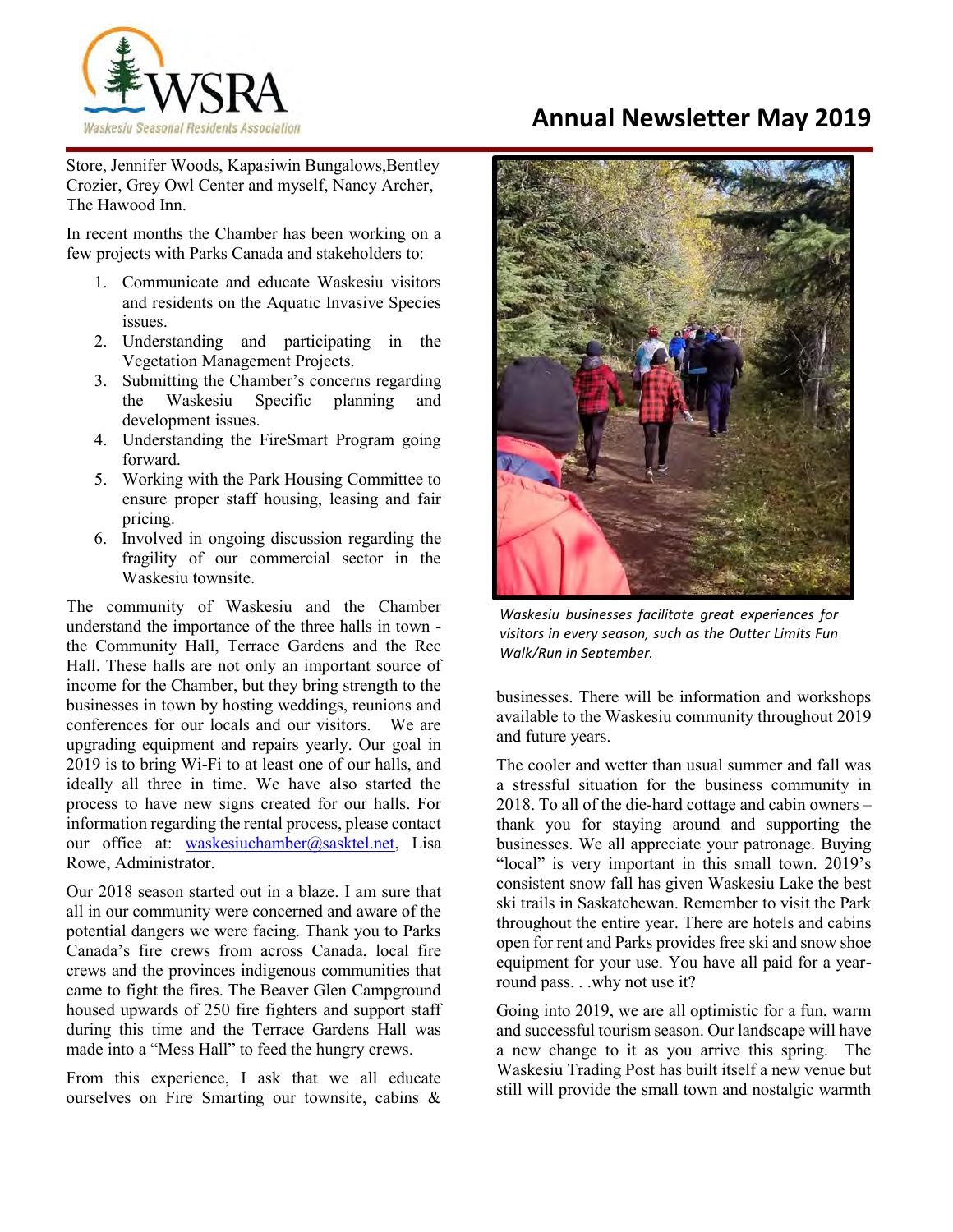Store, Jennifer Woods, Kapasiwin Bungalows,Bentley Crozier, Grey Owl Center and myself, Nancy Archer, The Hawood Inn.

In recent months the Chamber has been working on a few projects with Parks Canada and stakeholders to:

1. Communicate and educate Waskesiu visitors and residents on the Aquatic Invasive Species issues.
2. Understanding and participating in the Vegetation Management Projects.
3. Submitting the Chamber's concerns regarding the Waskesiu Specific planning and development issues.
4. Understanding the FireSmart Program going forward.
5. Working with the Park Housing Committee to ensure proper staff housing, leasing and fair pricing.
6. Involved in ongoing discussion regarding the fragility of our commercial sector in the Waskesiu townsite.

The community of Waskesiu and the Chamber understand the importance of the three halls in town - the Community Hall, Terrace Gardens and the Rec Hall. These halls are not only an important source of income for the Chamber, but they bring strength to the businesses in town by hosting weddings, reunions and conferences for our locals and our visitors. We are upgrading equipment and repairs yearly. Our goal in 2019 is to bring Wi-Fi to at least one of our halls, and ideally all three in time. We have also started the process to have new signs created for our halls. For information regarding the rental process, please contact our office at: waskesiuchamber@sasktel.net, Lisa Rowe, Administrator.

Our 2018 season started out in a blaze. I am sure that all in our community were concerned and aware of the potential dangers we were facing. Thank you to Parks Canada's fire crews from across Canada, local fire crews and the provinces indigenous communities that came to fight the fires. The Beaver Glen Campground housed upwards of 250 fire fighters and support staff during this time and the Terrace Gardens Hall was made into a "Mess Hall" to feed the hungry crews.

From this experience, I ask that we all educate ourselves on Fire Smarting our townsite, cabins & businesses. There will be information and workshops available to the Waskesiu community throughout 2019 and future years.

*Waskesiu businesses facilitate great experiences for visitors in every season, such as the Outter Limits Fun Walk/Run in September.*

The cooler and wetter than usual summer and fall was a stressful situation for the business community in 2018. To all of the die-hard cottage and cabin owners – thank you for staying around and supporting the businesses. We all appreciate your patronage. Buying "local" is very important in this small town. 2019's consistent snow fall has given Waskesiu Lake the best ski trails in Saskatchewan. Remember to visit the Park throughout the entire year. There are hotels and cabins open for rent and Parks provides free ski and snow shoe equipment for your use. You have all paid for a year-round pass. . .why not use it?

Going into 2019, we are all optimistic for a fun, warm and successful tourism season. Our landscape will have a new change to it as you arrive this spring. The Waskesiu Trading Post has built itself a new venue but still will provide the small town and nostalgic warmth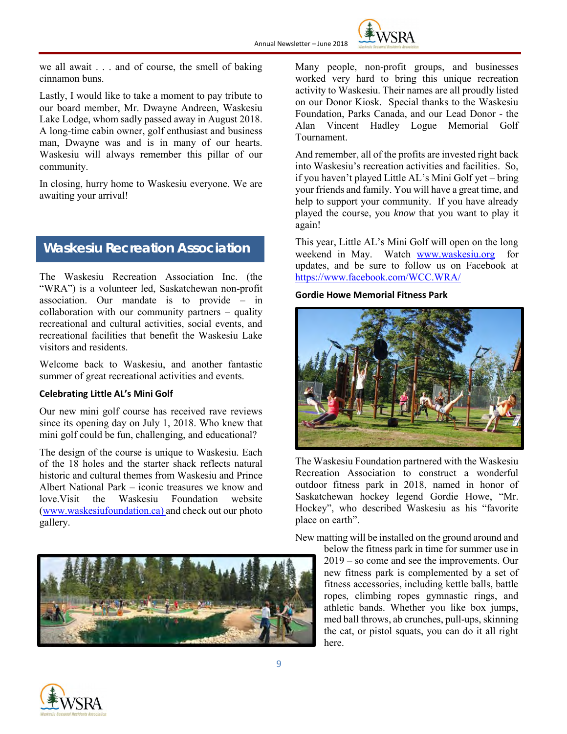we all await . . . and of course, the smell of baking cinnamon buns.

Lastly, I would like to take a moment to pay tribute to our board member, Mr. Dwayne Andreen, Waskesiu Lake Lodge, whom sadly passed away in August 2018. A long-time cabin owner, golf enthusiast and business man, Dwayne was and is in many of our hearts. Waskesiu will always remember this pillar of our community.

In closing, hurry home to Waskesiu everyone. We are awaiting your arrival!

## Waskesiu Recreation Association

The Waskesiu Recreation Association Inc. (the "WRA") is a volunteer led, Saskatchewan non-profit association. Our mandate is to provide – in collaboration with our community partners – quality recreational and cultural activities, social events, and recreational facilities that benefit the Waskesiu Lake visitors and residents.

Welcome back to Waskesiu, and another fantastic summer of great recreational activities and events.

### Celebrating Little AL's Mini Golf

Our new mini golf course has received rave reviews since its opening day on July 1, 2018. Who knew that mini golf could be fun, challenging, and educational?

The design of the course is unique to Waskesiu. Each of the 18 holes and the starter shack reflects natural historic and cultural themes from Waskesiu and Prince Albert National Park – iconic treasures we know and love.Visit the Waskesiu Foundation website (www.waskesiufoundation.ca) and check out our photo gallery.

Many people, non-profit groups, and businesses worked very hard to bring this unique recreation activity to Waskesiu. Their names are all proudly listed on our Donor Kiosk. Special thanks to the Waskesiu Foundation, Parks Canada, and our Lead Donor - the Alan Vincent Hadley Logue Memorial Golf Tournament.

And remember, all of the profits are invested right back into Waskesiu's recreation activities and facilities. So, if you haven't played Little AL's Mini Golf yet – bring your friends and family. You will have a great time, and help to support your community. If you have already played the course, you *know* that you want to play it again!

This year, Little AL's Mini Golf will open on the long weekend in May. Watch www.waskesiu.org for updates, and be sure to follow us on Facebook at https://www.facebook.com/WCC.WRA/

### Gordie Howe Memorial Fitness Park

The Waskesiu Foundation partnered with the Waskesiu Recreation Association to construct a wonderful outdoor fitness park in 2018, named in honor of Saskatchewan hockey legend Gordie Howe, "Mr. Hockey", who described Waskesiu as his "favorite place on earth".

New matting will be installed on the ground around and below the fitness park in time for summer use in 2019 – so come and see the improvements. Our new fitness park is complemented by a set of fitness accessories, including kettle balls, battle ropes, climbing ropes gymnastic rings, and athletic bands. Whether you like box jumps, med ball throws, ab crunches, pull-ups, skinning the cat, or pistol squats, you can do it all right here.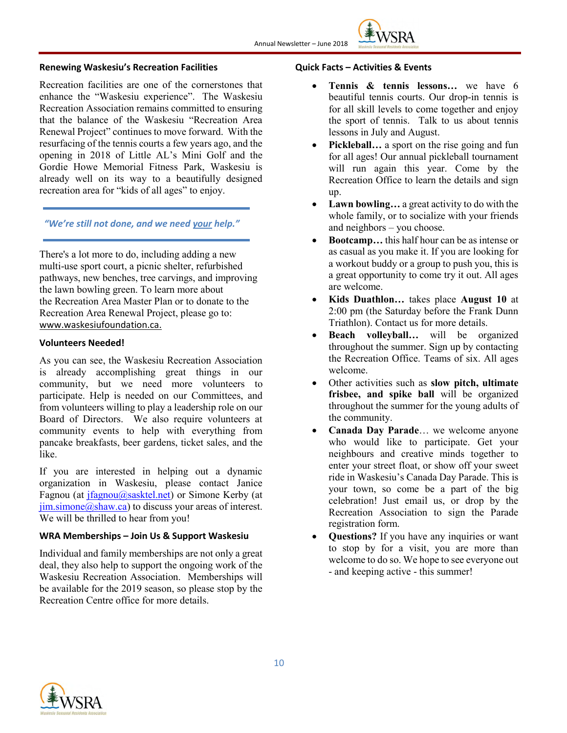## Renewing Waskesiu's Recreation Facilities

Recreation facilities are one of the cornerstones that enhance the "Waskesiu experience". The Waskesiu Recreation Association remains committed to ensuring that the balance of the Waskesiu "Recreation Area Renewal Project" continues to move forward. With the resurfacing of the tennis courts a few years ago, and the opening in 2018 of Little AL's Mini Golf and the Gordie Howe Memorial Fitness Park, Waskesiu is already well on its way to a beautifully designed recreation area for "kids of all ages" to enjoy.

*"We're still not done, and we need your help."*

There's a lot more to do, including adding a new multi-use sport court, a picnic shelter, refurbished pathways, new benches, tree carvings, and improving the lawn bowling green. To learn more about the Recreation Area Master Plan or to donate to the Recreation Area Renewal Project, please go to: www.waskesiufoundation.ca.

## Volunteers Needed!

As you can see, the Waskesiu Recreation Association is already accomplishing great things in our community, but we need more volunteers to participate. Help is needed on our Committees, and from volunteers willing to play a leadership role on our Board of Directors. We also require volunteers at community events to help with everything from pancake breakfasts, beer gardens, ticket sales, and the like.

If you are interested in helping out a dynamic organization in Waskesiu, please contact Janice Fagnou (at jfagnou@sasktel.net) or Simone Kerby (at jim.simone@shaw.ca) to discuss your areas of interest. We will be thrilled to hear from you!

## WRA Memberships – Join Us & Support Waskesiu

Individual and family memberships are not only a great deal, they also help to support the ongoing work of the Waskesiu Recreation Association. Memberships will be available for the 2019 season, so please stop by the Recreation Centre office for more details.

## Quick Facts – Activities & Events

- **Tennis & tennis lessons…** we have 6 beautiful tennis courts. Our drop-in tennis is for all skill levels to come together and enjoy the sport of tennis. Talk to us about tennis lessons in July and August.
- **Pickleball…** a sport on the rise going and fun for all ages! Our annual pickleball tournament will run again this year. Come by the Recreation Office to learn the details and sign up.
- **Lawn bowling…** a great activity to do with the whole family, or to socialize with your friends and neighbors – you choose.
- **Bootcamp…** this half hour can be as intense or as casual as you make it. If you are looking for a workout buddy or a group to push you, this is a great opportunity to come try it out. All ages are welcome.
- **Kids Duathlon…** takes place **August 10** at 2:00 pm (the Saturday before the Frank Dunn Triathlon). Contact us for more details.
- **Beach volleyball…** will be organized throughout the summer. Sign up by contacting the Recreation Office. Teams of six. All ages welcome.
- Other activities such as **slow pitch, ultimate frisbee, and spike ball** will be organized throughout the summer for the young adults of the community.
- **Canada Day Parade**… we welcome anyone who would like to participate. Get your neighbours and creative minds together to enter your street float, or show off your sweet ride in Waskesiu's Canada Day Parade. This is your town, so come be a part of the big celebration! Just email us, or drop by the Recreation Association to sign the Parade registration form.
- **Questions?** If you have any inquiries or want to stop by for a visit, you are more than welcome to do so. We hope to see everyone out - and keeping active - this summer!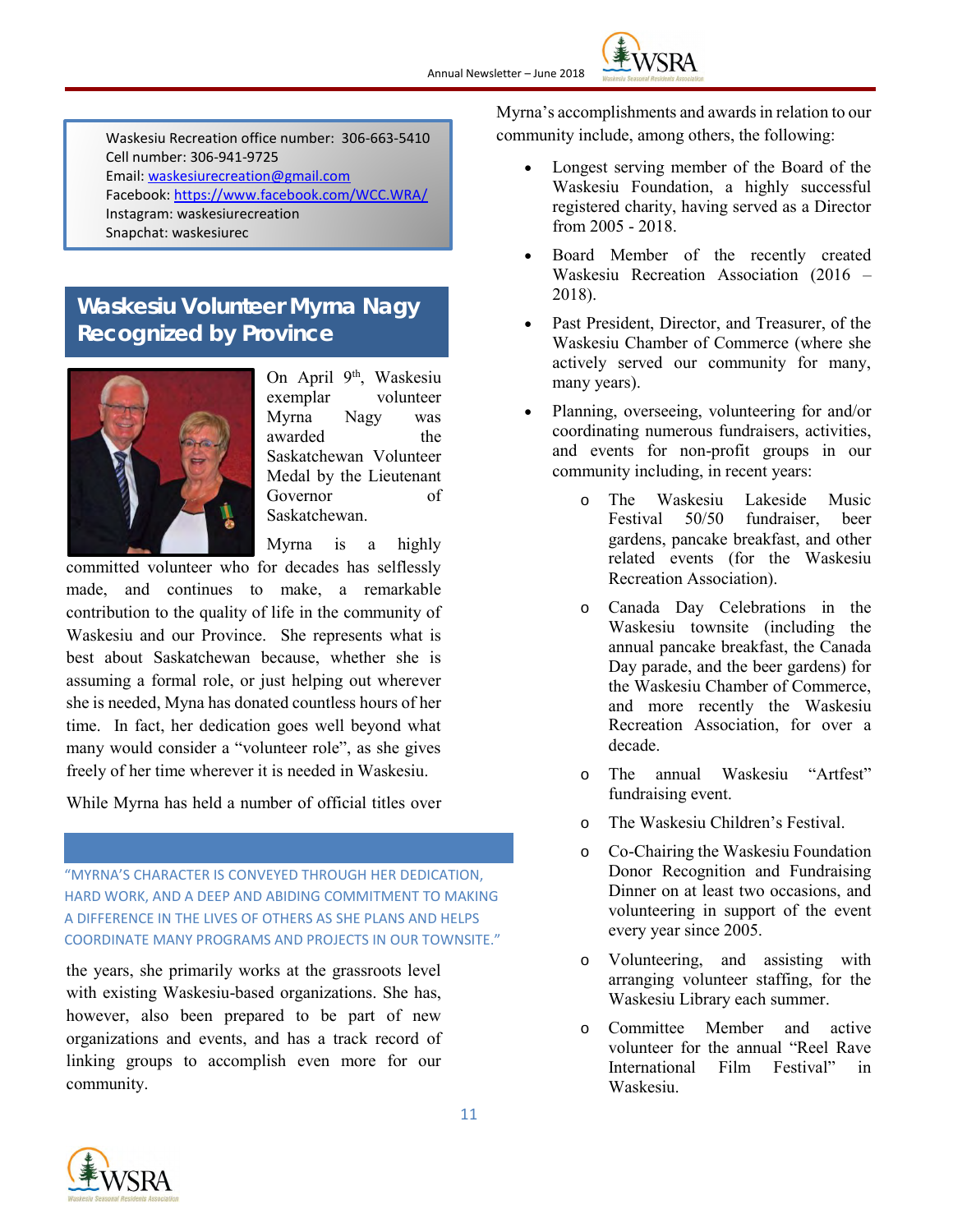Waskesiu Recreation office number: 306-663-5410
Cell number: 306-941-9725
Email: waskesiurecreation@gmail.com
Facebook: https://www.facebook.com/WCC.WRA/
Instagram: waskesiurecreation
Snapchat: waskesiurec

## Waskesiu Volunteer Myrna Nagy Recognized by Province

On April 9th, Waskesiu exemplar volunteer Myrna Nagy was awarded the Saskatchewan Volunteer Medal by the Lieutenant Governor of Saskatchewan.

Myrna is a highly committed volunteer who for decades has selflessly made, and continues to make, a remarkable contribution to the quality of life in the community of Waskesiu and our Province. She represents what is best about Saskatchewan because, whether she is assuming a formal role, or just helping out wherever she is needed, Myna has donated countless hours of her time. In fact, her dedication goes well beyond what many would consider a "volunteer role", as she gives freely of her time wherever it is needed in Waskesiu.

While Myrna has held a number of official titles over the years, she primarily works at the grassroots level with existing Waskesiu-based organizations. She has, however, also been prepared to be part of new organizations and events, and has a track record of linking groups to accomplish even more for our community.

"MYRNA'S CHARACTER IS CONVEYED THROUGH HER DEDICATION, HARD WORK, AND A DEEP AND ABIDING COMMITMENT TO MAKING A DIFFERENCE IN THE LIVES OF OTHERS AS SHE PLANS AND HELPS COORDINATE MANY PROGRAMS AND PROJECTS IN OUR TOWNSITE."

Myrna's accomplishments and awards in relation to our community include, among others, the following:

- Longest serving member of the Board of the Waskesiu Foundation, a highly successful registered charity, having served as a Director from 2005 - 2018.
- Board Member of the recently created Waskesiu Recreation Association (2016 – 2018).
- Past President, Director, and Treasurer, of the Waskesiu Chamber of Commerce (where she actively served our community for many, many years).
- Planning, overseeing, volunteering for and/or coordinating numerous fundraisers, activities, and events for non-profit groups in our community including, in recent years:
  - The Waskesiu Lakeside Music Festival 50/50 fundraiser, beer gardens, pancake breakfast, and other related events (for the Waskesiu Recreation Association).
  - Canada Day Celebrations in the Waskesiu townsite (including the annual pancake breakfast, the Canada Day parade, and the beer gardens) for the Waskesiu Chamber of Commerce, and more recently the Waskesiu Recreation Association, for over a decade.
  - The annual Waskesiu "Artfest" fundraising event.
  - The Waskesiu Children's Festival.
  - Co-Chairing the Waskesiu Foundation Donor Recognition and Fundraising Dinner on at least two occasions, and volunteering in support of the event every year since 2005.
  - Volunteering, and assisting with arranging volunteer staffing, for the Waskesiu Library each summer.
  - Committee Member and active volunteer for the annual "Reel Rave International Film Festival" in Waskesiu.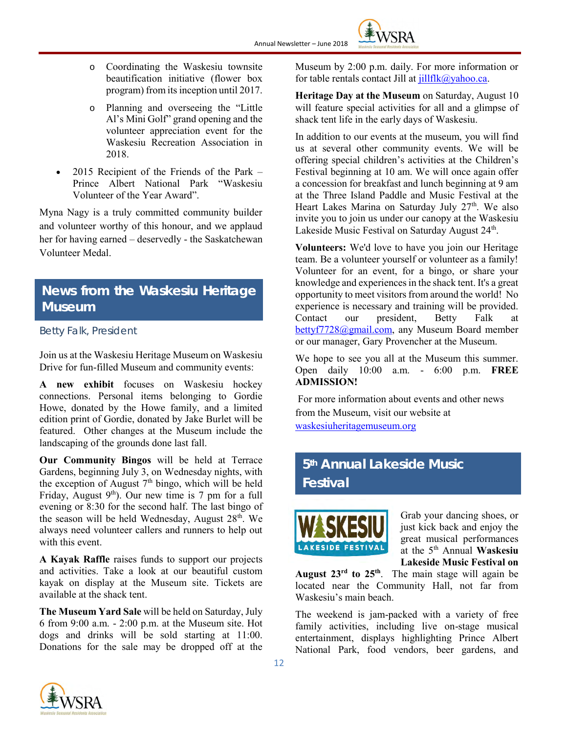- Coordinating the Waskesiu townsite beautification initiative (flower box program) from its inception until 2017.
  - Planning and overseeing the "Little Al's Mini Golf" grand opening and the volunteer appreciation event for the Waskesiu Recreation Association in 2018.
- 2015 Recipient of the Friends of the Park – Prince Albert National Park "Waskesiu Volunteer of the Year Award".

Myna Nagy is a truly committed community builder and volunteer worthy of this honour, and we applaud her for having earned – deservedly - the Saskatchewan Volunteer Medal.

## News from the Waskesiu Heritage Museum

### Betty Falk, President

Join us at the Waskesiu Heritage Museum on Waskesiu Drive for fun-filled Museum and community events:

**A new exhibit** focuses on Waskesiu hockey connections. Personal items belonging to Gordie Howe, donated by the Howe family, and a limited edition print of Gordie, donated by Jake Burlet will be featured. Other changes at the Museum include the landscaping of the grounds done last fall.

**Our Community Bingos** will be held at Terrace Gardens, beginning July 3, on Wednesday nights, with the exception of August 7th bingo, which will be held Friday, August 9th). Our new time is 7 pm for a full evening or 8:30 for the second half. The last bingo of the season will be held Wednesday, August 28th. We always need volunteer callers and runners to help out with this event.

**A Kayak Raffle** raises funds to support our projects and activities. Take a look at our beautiful custom kayak on display at the Museum site. Tickets are available at the shack tent.

**The Museum Yard Sale** will be held on Saturday, July 6 from 9:00 a.m. - 2:00 p.m. at the Museum site. Hot dogs and drinks will be sold starting at 11:00. Donations for the sale may be dropped off at the Museum by 2:00 p.m. daily. For more information or for table rentals contact Jill at jillflk@yahoo.ca.

**Heritage Day at the Museum** on Saturday, August 10 will feature special activities for all and a glimpse of shack tent life in the early days of Waskesiu.

In addition to our events at the museum, you will find us at several other community events. We will be offering special children's activities at the Children's Festival beginning at 10 am. We will once again offer a concession for breakfast and lunch beginning at 9 am at the Three Island Paddle and Music Festival at the Heart Lakes Marina on Saturday July 27th. We also invite you to join us under our canopy at the Waskesiu Lakeside Music Festival on Saturday August 24th.

**Volunteers:** We'd love to have you join our Heritage team. Be a volunteer yourself or volunteer as a family! Volunteer for an event, for a bingo, or share your knowledge and experiences in the shack tent. It's a great opportunity to meet visitors from around the world! No experience is necessary and training will be provided. Contact our president, Betty Falk at bettyf7728@gmail.com, any Museum Board member or our manager, Gary Provencher at the Museum.

We hope to see you all at the Museum this summer. Open daily 10:00 a.m. - 6:00 p.m. **FREE ADMISSION!**

For more information about events and other news from the Museum, visit our website at waskesiuheritagemuseum.org

## 5th Annual Lakeside Music Festival

Grab your dancing shoes, or just kick back and enjoy the great musical performances at the 5th Annual **Waskesiu Lakeside Music Festival on August 23rd to 25th**. The main stage will again be located near the Community Hall, not far from Waskesiu's main beach.

The weekend is jam-packed with a variety of free family activities, including live on-stage musical entertainment, displays highlighting Prince Albert National Park, food vendors, beer gardens, and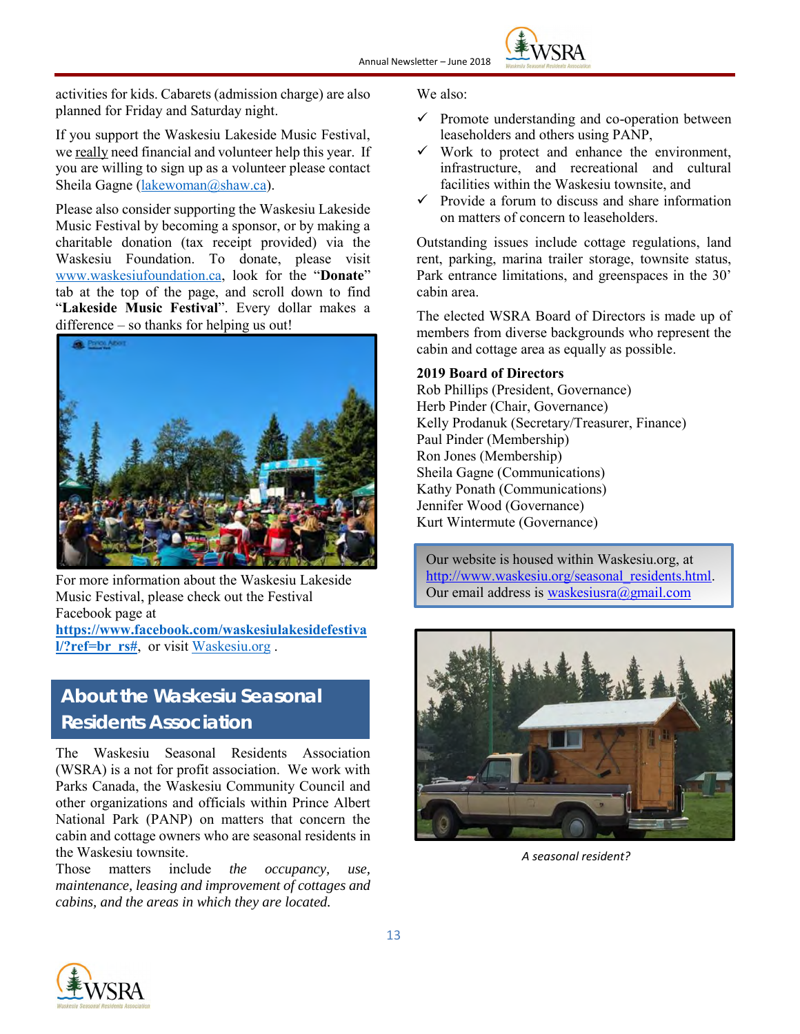activities for kids. Cabarets (admission charge) are also planned for Friday and Saturday night.

If you support the Waskesiu Lakeside Music Festival, we really need financial and volunteer help this year. If you are willing to sign up as a volunteer please contact Sheila Gagne (lakewoman@shaw.ca).

Please also consider supporting the Waskesiu Lakeside Music Festival by becoming a sponsor, or by making a charitable donation (tax receipt provided) via the Waskesiu Foundation. To donate, please visit www.waskesiufoundation.ca, look for the "**Donate**" tab at the top of the page, and scroll down to find "**Lakeside Music Festival**". Every dollar makes a difference – so thanks for helping us out!

For more information about the Waskesiu Lakeside Music Festival, please check out the Festival Facebook page at **https://www.facebook.com/waskesiulakesidefestival/?ref=br_rs#**, or visit Waskesiu.org .

## About the Waskesiu Seasonal Residents Association

The Waskesiu Seasonal Residents Association (WSRA) is a not for profit association. We work with Parks Canada, the Waskesiu Community Council and other organizations and officials within Prince Albert National Park (PANP) on matters that concern the cabin and cottage owners who are seasonal residents in the Waskesiu townsite.

Those matters include *the occupancy, use, maintenance, leasing and improvement of cottages and cabins, and the areas in which they are located.*

We also:

- ✓ Promote understanding and co-operation between leaseholders and others using PANP,
- ✓ Work to protect and enhance the environment, infrastructure, and recreational and cultural facilities within the Waskesiu townsite, and
- ✓ Provide a forum to discuss and share information on matters of concern to leaseholders.

Outstanding issues include cottage regulations, land rent, parking, marina trailer storage, townsite status, Park entrance limitations, and greenspaces in the 30' cabin area.

The elected WSRA Board of Directors is made up of members from diverse backgrounds who represent the cabin and cottage area as equally as possible.

**2019 Board of Directors**
Rob Phillips (President, Governance)
Herb Pinder (Chair, Governance)
Kelly Prodanuk (Secretary/Treasurer, Finance)
Paul Pinder (Membership)
Ron Jones (Membership)
Sheila Gagne (Communications)
Kathy Ponath (Communications)
Jennifer Wood (Governance)
Kurt Wintermute (Governance)

Our website is housed within Waskesiu.org, at http://www.waskesiu.org/seasonal_residents.html. Our email address is waskesiusra@gmail.com

*A seasonal resident?*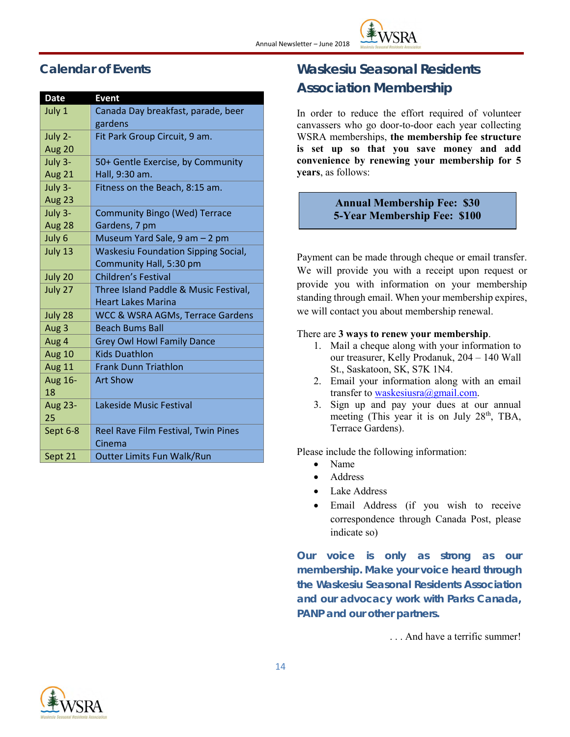## Calendar of Events

| Date | Event |
|---|---|
| July 1 | Canada Day breakfast, parade, beer gardens |
| July 2-Aug 20 | Fit Park Group Circuit, 9 am. |
| July 3-Aug 21 | 50+ Gentle Exercise, by Community Hall, 9:30 am. |
| July 3-Aug 23 | Fitness on the Beach, 8:15 am. |
| July 3-Aug 28 | Community Bingo (Wed) Terrace Gardens, 7 pm |
| July 6 | Museum Yard Sale, 9 am – 2 pm |
| July 13 | Waskesiu Foundation Sipping Social, Community Hall, 5:30 pm |
| July 20 | Children's Festival |
| July 27 | Three Island Paddle & Music Festival, Heart Lakes Marina |
| July 28 | WCC & WSRA AGMs, Terrace Gardens |
| Aug 3 | Beach Bums Ball |
| Aug 4 | Grey Owl Howl Family Dance |
| Aug 10 | Kids Duathlon |
| Aug 11 | Frank Dunn Triathlon |
| Aug 16-18 | Art Show |
| Aug 23-25 | Lakeside Music Festival |
| Sept 6-8 | Reel Rave Film Festival, Twin Pines Cinema |
| Sept 21 | Outter Limits Fun Walk/Run |

## Waskesiu Seasonal Residents Association Membership

In order to reduce the effort required of volunteer canvassers who go door-to-door each year collecting WSRA memberships, **the membership fee structure is set up so that you save money and add convenience by renewing your membership for 5 years**, as follows:

**Annual Membership Fee: $30**
**5-Year Membership Fee: $100**

Payment can be made through cheque or email transfer. We will provide you with a receipt upon request or provide you with information on your membership standing through email. When your membership expires, we will contact you about membership renewal.

There are **3 ways to renew your membership**.

1. Mail a cheque along with your information to our treasurer, Kelly Prodanuk, 204 – 140 Wall St., Saskatoon, SK, S7K 1N4.
2. Email your information along with an email transfer to waskesiusra@gmail.com.
3. Sign up and pay your dues at our annual meeting (This year it is on July 28th, TBA, Terrace Gardens).

Please include the following information:

- Name
- Address
- Lake Address
- Email Address (if you wish to receive correspondence through Canada Post, please indicate so)

**Our voice is only as strong as our membership. Make your voice heard through the Waskesiu Seasonal Residents Association and our advocacy work with Parks Canada, PANP and our other partners.**

. . . And have a terrific summer!